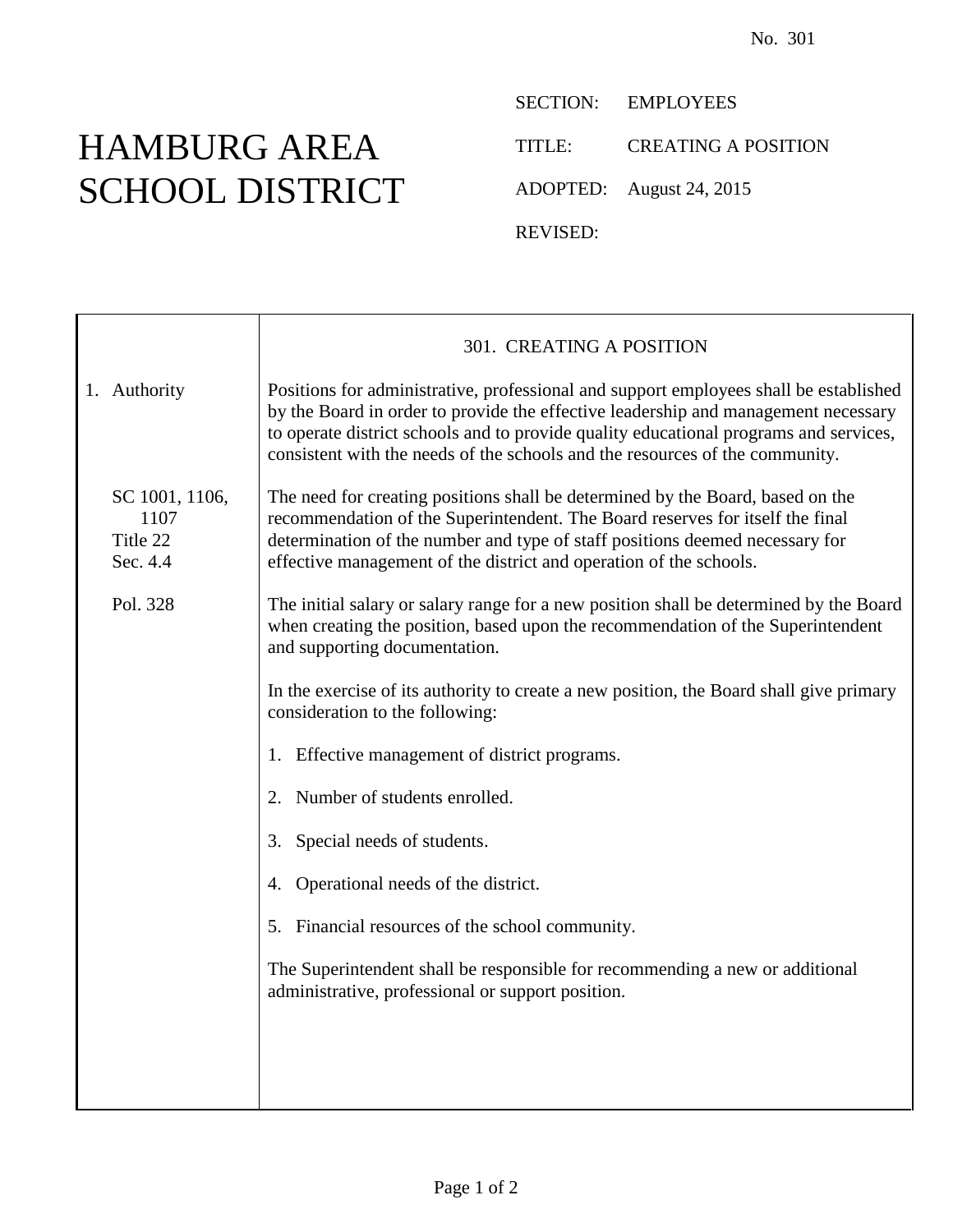No. 301

# HAMBURG AREA SCHOOL DISTRICT

SECTION: EMPLOYEES

TITLE: CREATING A POSITION

ADOPTED: August 24, 2015

REVISED:

## 301. CREATING A POSITION

**1. Authority**

Positions for administrative, professional and support employees shall be established by the Board in order to provide the effective leadership and management necessary to operate district schools and to provide quality educational programs and services, consistent with the needs of the schools and the resources of the community.

*SC 1001, 1106, 1107; Title 22 Sec. 4.4*

The need for creating positions shall be determined by the Board, based on the recommendation of the Superintendent. The Board reserves for itself the final determination of the number and type of staff positions deemed necessary for effective management of the district and operation of the schools.

*Pol. 328*

The initial salary or salary range for a new position shall be determined by the Board when creating the position, based upon the recommendation of the Superintendent and supporting documentation.

In the exercise of its authority to create a new position, the Board shall give primary consideration to the following:

1. Effective management of district programs.
2. Number of students enrolled.
3. Special needs of students.
4. Operational needs of the district.
5. Financial resources of the school community.

The Superintendent shall be responsible for recommending a new or additional administrative, professional or support position.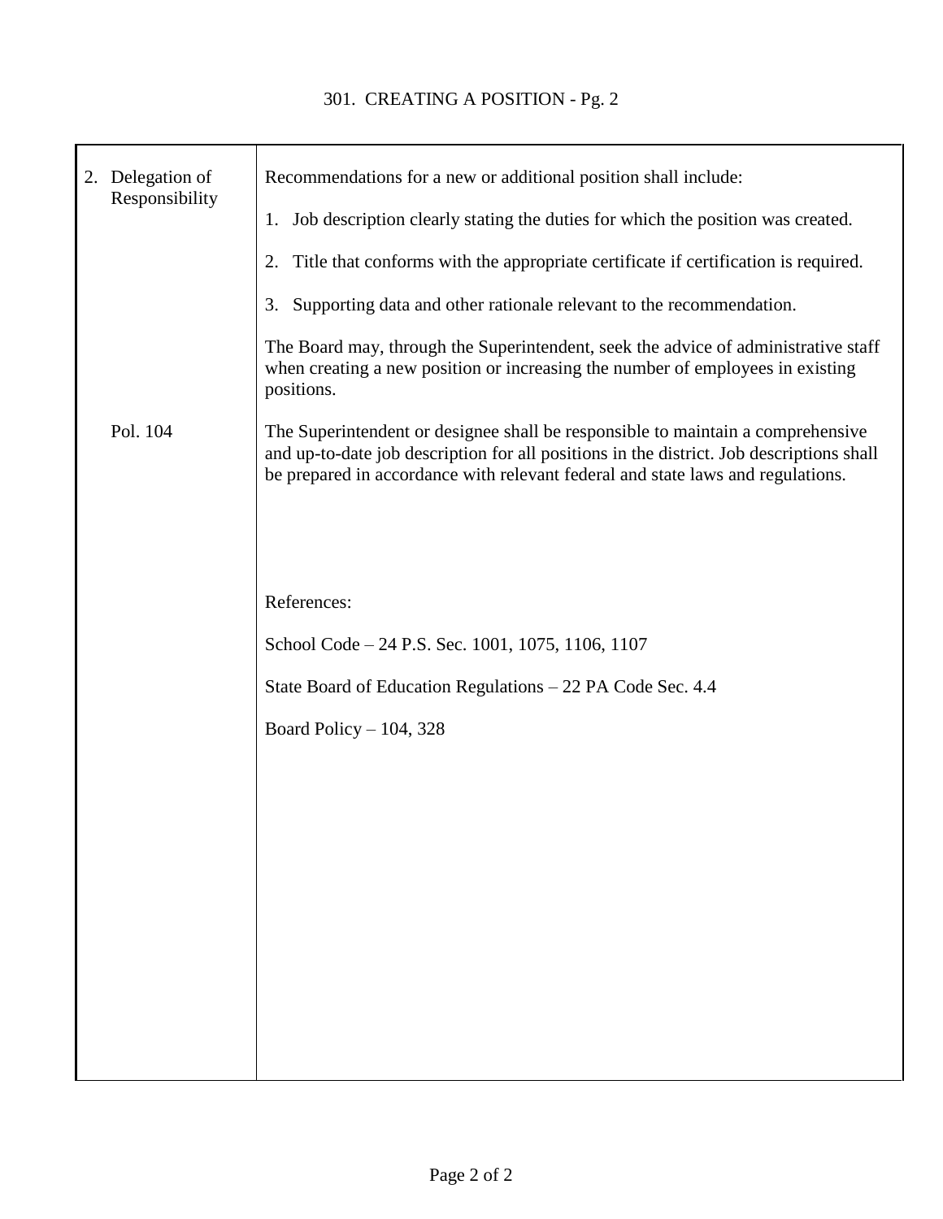**2. Delegation of Responsibility**

Recommendations for a new or additional position shall include:

1. Job description clearly stating the duties for which the position was created.
2. Title that conforms with the appropriate certificate if certification is required.
3. Supporting data and other rationale relevant to the recommendation.

The Board may, through the Superintendent, seek the advice of administrative staff when creating a new position or increasing the number of employees in existing positions.

Pol. 104

The Superintendent or designee shall be responsible to maintain a comprehensive and up-to-date job description for all positions in the district. Job descriptions shall be prepared in accordance with relevant federal and state laws and regulations.

References:

School Code – 24 P.S. Sec. 1001, 1075, 1106, 1107

State Board of Education Regulations – 22 PA Code Sec. 4.4

Board Policy – 104, 328